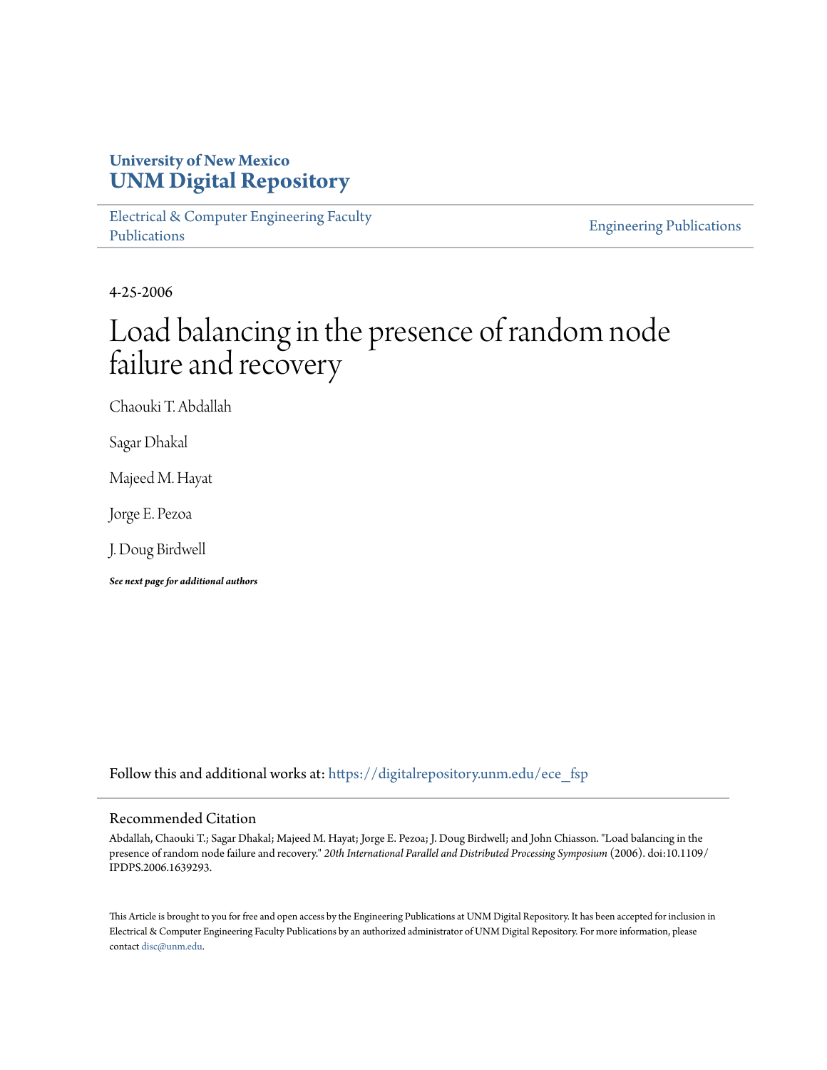University of New Mexico
# UNM Digital Repository

Electrical & Computer Engineering Faculty Publications

Engineering Publications

4-25-2006

# Load balancing in the presence of random node failure and recovery

Chaouki T. Abdallah

Sagar Dhakal

Majeed M. Hayat

Jorge E. Pezoa

J. Doug Birdwell

***See next page for additional authors***

Follow this and additional works at: https://digitalrepository.unm.edu/ece_fsp

## Recommended Citation

Abdallah, Chaouki T.; Sagar Dhakal; Majeed M. Hayat; Jorge E. Pezoa; J. Doug Birdwell; and John Chiasson. "Load balancing in the presence of random node failure and recovery." *20th International Parallel and Distributed Processing Symposium* (2006). doi:10.1109/IPDPS.2006.1639293.

This Article is brought to you for free and open access by the Engineering Publications at UNM Digital Repository. It has been accepted for inclusion in Electrical & Computer Engineering Faculty Publications by an authorized administrator of UNM Digital Repository. For more information, please contact disc@unm.edu.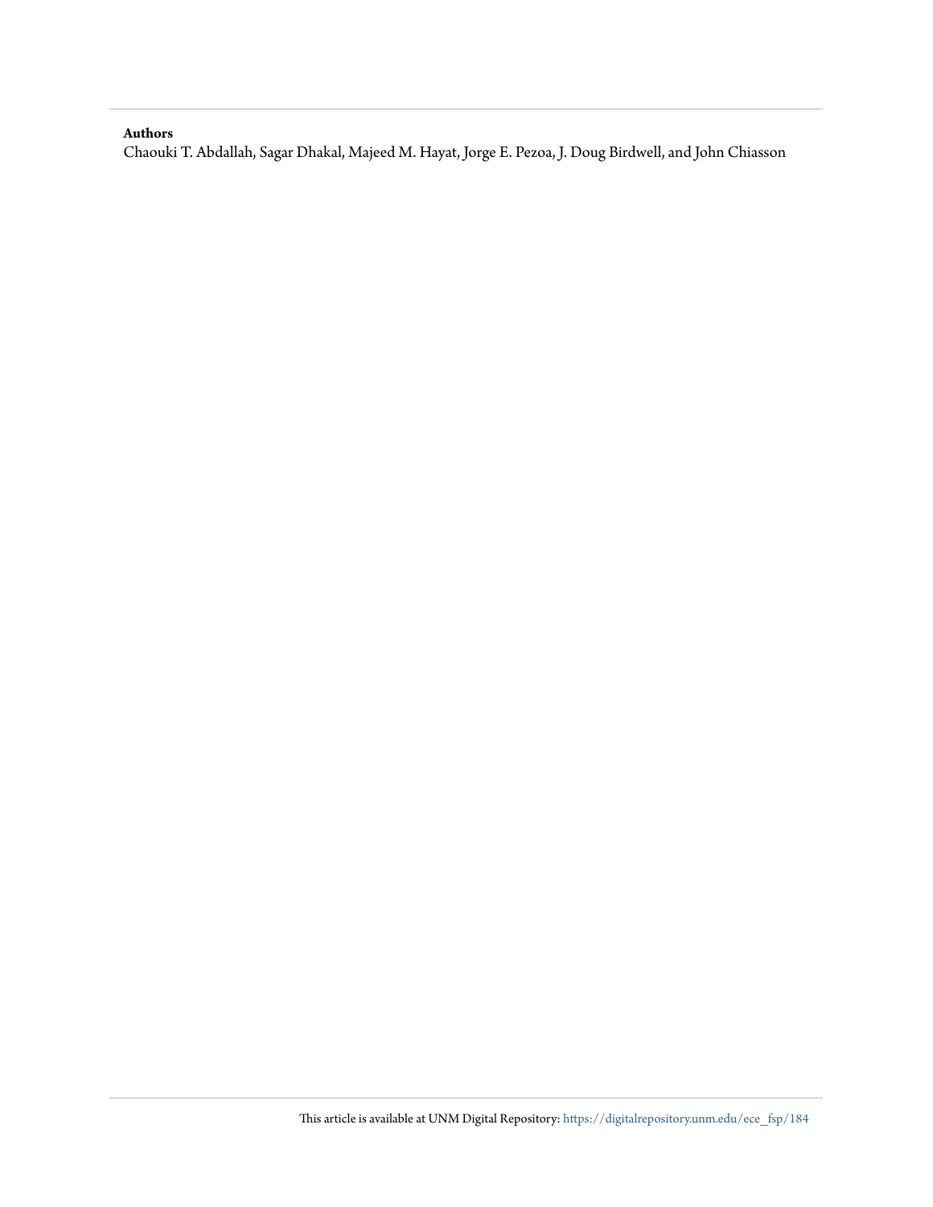**Authors**

Chaouki T. Abdallah, Sagar Dhakal, Majeed M. Hayat, Jorge E. Pezoa, J. Doug Birdwell, and John Chiasson

This article is available at UNM Digital Repository: https://digitalrepository.unm.edu/ece_fsp/184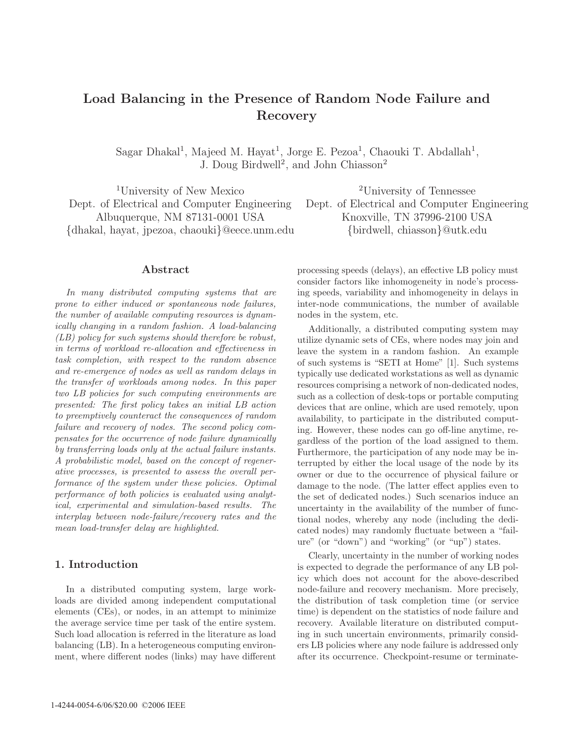# Load Balancing in the Presence of Random Node Failure and Recovery

Sagar Dhakal[1], Majeed M. Hayat[1], Jorge E. Pezoa[1], Chaouki T. Abdallah[1], J. Doug Birdwell[2], and John Chiasson[2]

[1]University of New Mexico
Dept. of Electrical and Computer Engineering
Albuquerque, NM 87131-0001 USA
{dhakal, hayat, jpezoa, chaouki}@eece.unm.edu

[2]University of Tennessee
Dept. of Electrical and Computer Engineering
Knoxville, TN 37996-2100 USA
{birdwell, chiasson}@utk.edu

## Abstract

*In many distributed computing systems that are prone to either induced or spontaneous node failures, the number of available computing resources is dynamically changing in a random fashion. A load-balancing (LB) policy for such systems should therefore be robust, in terms of workload re-allocation and effectiveness in task completion, with respect to the random absence and re-emergence of nodes as well as random delays in the transfer of workloads among nodes. In this paper two LB policies for such computing environments are presented: The first policy takes an initial LB action to preemptively counteract the consequences of random failure and recovery of nodes. The second policy compensates for the occurrence of node failure dynamically by transferring loads only at the actual failure instants. A probabilistic model, based on the concept of regenerative processes, is presented to assess the overall performance of the system under these policies. Optimal performance of both policies is evaluated using analytical, experimental and simulation-based results. The interplay between node-failure/recovery rates and the mean load-transfer delay are highlighted.*

## 1. Introduction

In a distributed computing system, large workloads are divided among independent computational elements (CEs), or nodes, in an attempt to minimize the average service time per task of the entire system. Such load allocation is referred in the literature as load balancing (LB). In a heterogeneous computing environment, where different nodes (links) may have different processing speeds (delays), an effective LB policy must consider factors like inhomogeneity in node's processing speeds, variability and inhomogeneity in delays in inter-node communications, the number of available nodes in the system, etc.

Additionally, a distributed computing system may utilize dynamic sets of CEs, where nodes may join and leave the system in a random fashion. An example of such systems is "SETI at Home" [1]. Such systems typically use dedicated workstations as well as dynamic resources comprising a network of non-dedicated nodes, such as a collection of desk-tops or portable computing devices that are online, which are used remotely, upon availability, to participate in the distributed computing. However, these nodes can go off-line anytime, regardless of the portion of the load assigned to them. Furthermore, the participation of any node may be interrupted by either the local usage of the node by its owner or due to the occurrence of physical failure or damage to the node. (The latter effect applies even to the set of dedicated nodes.) Such scenarios induce an uncertainty in the availability of the number of functional nodes, whereby any node (including the dedicated nodes) may randomly fluctuate between a "failure" (or "down") and "working" (or "up") states.

Clearly, uncertainty in the number of working nodes is expected to degrade the performance of any LB policy which does not account for the above-described node-failure and recovery mechanism. More precisely, the distribution of task completion time (or service time) is dependent on the statistics of node failure and recovery. Available literature on distributed computing in such uncertain environments, primarily considers LB policies where any node failure is addressed only after its occurrence. Checkpoint-resume or terminate-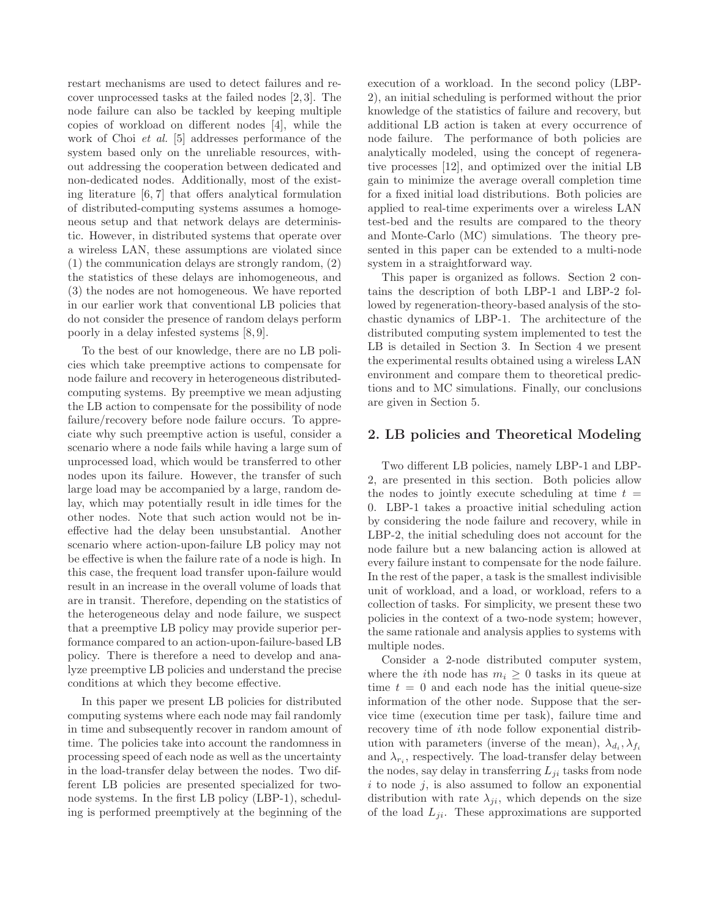restart mechanisms are used to detect failures and recover unprocessed tasks at the failed nodes [2, 3]. The node failure can also be tackled by keeping multiple copies of workload on different nodes [4], while the work of Choi *et al.* [5] addresses performance of the system based only on the unreliable resources, without addressing the cooperation between dedicated and non-dedicated nodes. Additionally, most of the existing literature [6, 7] that offers analytical formulation of distributed-computing systems assumes a homogeneous setup and that network delays are deterministic. However, in distributed systems that operate over a wireless LAN, these assumptions are violated since (1) the communication delays are strongly random, (2) the statistics of these delays are inhomogeneous, and (3) the nodes are not homogeneous. We have reported in our earlier work that conventional LB policies that do not consider the presence of random delays perform poorly in a delay infested systems [8, 9].

To the best of our knowledge, there are no LB policies which take preemptive actions to compensate for node failure and recovery in heterogeneous distributed-computing systems. By preemptive we mean adjusting the LB action to compensate for the possibility of node failure/recovery before node failure occurs. To appreciate why such preemptive action is useful, consider a scenario where a node fails while having a large sum of unprocessed load, which would be transferred to other nodes upon its failure. However, the transfer of such large load may be accompanied by a large, random delay, which may potentially result in idle times for the other nodes. Note that such action would not be ineffective had the delay been unsubstantial. Another scenario where action-upon-failure LB policy may not be effective is when the failure rate of a node is high. In this case, the frequent load transfer upon-failure would result in an increase in the overall volume of loads that are in transit. Therefore, depending on the statistics of the heterogeneous delay and node failure, we suspect that a preemptive LB policy may provide superior performance compared to an action-upon-failure-based LB policy. There is therefore a need to develop and analyze preemptive LB policies and understand the precise conditions at which they become effective.

In this paper we present LB policies for distributed computing systems where each node may fail randomly in time and subsequently recover in random amount of time. The policies take into account the randomness in processing speed of each node as well as the uncertainty in the load-transfer delay between the nodes. Two different LB policies are presented specialized for two-node systems. In the first LB policy (LBP-1), scheduling is performed preemptively at the beginning of the execution of a workload. In the second policy (LBP-2), an initial scheduling is performed without the prior knowledge of the statistics of failure and recovery, but additional LB action is taken at every occurrence of node failure. The performance of both policies are analytically modeled, using the concept of regenerative processes [12], and optimized over the initial LB gain to minimize the average overall completion time for a fixed initial load distributions. Both policies are applied to real-time experiments over a wireless LAN test-bed and the results are compared to the theory and Monte-Carlo (MC) simulations. The theory presented in this paper can be extended to a multi-node system in a straightforward way.

This paper is organized as follows. Section 2 contains the description of both LBP-1 and LBP-2 followed by regeneration-theory-based analysis of the stochastic dynamics of LBP-1. The architecture of the distributed computing system implemented to test the LB is detailed in Section 3. In Section 4 we present the experimental results obtained using a wireless LAN environment and compare them to theoretical predictions and to MC simulations. Finally, our conclusions are given in Section 5.

## 2. LB policies and Theoretical Modeling

Two different LB policies, namely LBP-1 and LBP-2, are presented in this section. Both policies allow the nodes to jointly execute scheduling at time $t = 0$. LBP-1 takes a proactive initial scheduling action by considering the node failure and recovery, while in LBP-2, the initial scheduling does not account for the node failure but a new balancing action is allowed at every failure instant to compensate for the node failure. In the rest of the paper, a task is the smallest indivisible unit of workload, and a load, or workload, refers to a collection of tasks. For simplicity, we present these two policies in the context of a two-node system; however, the same rationale and analysis applies to systems with multiple nodes.

Consider a 2-node distributed computer system, where the $i$th node has $m_i \geq 0$ tasks in its queue at time $t = 0$ and each node has the initial queue-size information of the other node. Suppose that the service time (execution time per task), failure time and recovery time of $i$th node follow exponential distribution with parameters (inverse of the mean), $\lambda_{d_i}, \lambda_{f_i}$ and $\lambda_{r_i}$, respectively. The load-transfer delay between the nodes, say delay in transferring $L_{ji}$ tasks from node $i$ to node $j$, is also assumed to follow an exponential distribution with rate $\lambda_{ji}$, which depends on the size of the load $L_{ji}$. These approximations are supported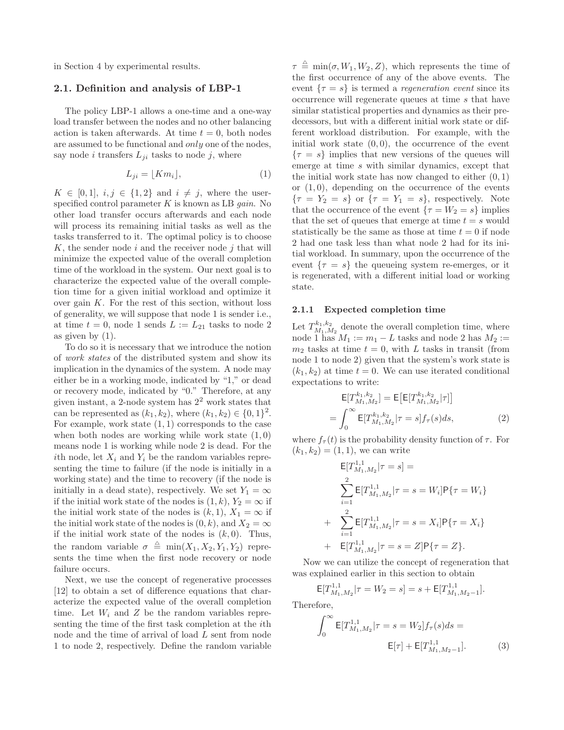in Section 4 by experimental results.

### 2.1. Definition and analysis of LBP-1

The policy LBP-1 allows a one-time and a one-way load transfer between the nodes and no other balancing action is taken afterwards. At time $t = 0$, both nodes are assumed to be functional and *only* one of the nodes, say node $i$ transfers $L_{ji}$ tasks to node $j$, where

$$L_{ji} = \lfloor K m_i \rfloor, \tag{1}$$

$K \in [0, 1]$, $i, j \in \{1, 2\}$ and $i \neq j$, where the user-specified control parameter $K$ is known as LB *gain*. No other load transfer occurs afterwards and each node will process its remaining initial tasks as well as the tasks transferred to it. The optimal policy is to choose $K$, the sender node $i$ and the receiver node $j$ that will minimize the expected value of the overall completion time of the workload in the system. Our next goal is to characterize the expected value of the overall completion time for a given initial workload and optimize it over gain $K$. For the rest of this section, without loss of generality, we will suppose that node 1 is sender i.e., at time $t = 0$, node 1 sends $L := L_{21}$ tasks to node 2 as given by (1).

To do so it is necessary that we introduce the notion of *work states* of the distributed system and show its implication in the dynamics of the system. A node may either be in a working mode, indicated by "1," or dead or recovery mode, indicated by "0." Therefore, at any given instant, a 2-node system has $2^2$ work states that can be represented as $(k_1, k_2)$, where $(k_1, k_2) \in \{0, 1\}^2$. For example, work state $(1, 1)$ corresponds to the case when both nodes are working while work state $(1, 0)$ means node 1 is working while node 2 is dead. For the $i$th node, let $X_i$ and $Y_i$ be the random variables representing the time to failure (if the node is initially in a working state) and the time to recovery (if the node is initially in a dead state), respectively. We set $Y_1 = \infty$ if the initial work state of the nodes is $(1, k)$, $Y_2 = \infty$ if the initial work state of the nodes is $(k, 1)$, $X_1 = \infty$ if the initial work state of the nodes is $(0, k)$, and $X_2 = \infty$ if the initial work state of the nodes is $(k, 0)$. Thus, the random variable $\sigma \triangleq \min(X_1, X_2, Y_1, Y_2)$ represents the time when the first node recovery or node failure occurs.

Next, we use the concept of regenerative processes [12] to obtain a set of difference equations that characterize the expected value of the overall completion time. Let $W_i$ and $Z$ be the random variables representing the time of the first task completion at the $i$th node and the time of arrival of load $L$ sent from node 1 to node 2, respectively. Define the random variable $\tau \triangleq \min(\sigma, W_1, W_2, Z)$, which represents the time of the first occurrence of any of the above events. The event $\{\tau = s\}$ is termed a *regeneration event* since its occurrence will regenerate queues at time $s$ that have similar statistical properties and dynamics as their predecessors, but with a different initial work state or different workload distribution. For example, with the initial work state $(0, 0)$, the occurrence of the event $\{\tau = s\}$ implies that new versions of the queues will emerge at time $s$ with similar dynamics, except that the initial work state has now changed to either $(0, 1)$ or $(1, 0)$, depending on the occurrence of the events $\{\tau = Y_2 = s\}$ or $\{\tau = Y_1 = s\}$, respectively. Note that the occurrence of the event $\{\tau = W_2 = s\}$ implies that the set of queues that emerge at time $t = s$ would statistically be the same as those at time $t = 0$ if node 2 had one task less than what node 2 had for its initial workload. In summary, upon the occurrence of the event $\{\tau = s\}$ the queueing system re-emerges, or it is regenerated, with a different initial load or working state.

#### 2.1.1 Expected completion time

Let $T^{k_1,k_2}_{M_1,M_2}$ denote the overall completion time, where node 1 has $M_1 := m_1 - L$ tasks and node 2 has $M_2 := m_2$ tasks at time $t = 0$, with $L$ tasks in transit (from node 1 to node 2) given that the system's work state is $(k_1, k_2)$ at time $t = 0$. We can use iterated conditional expectations to write:

$$\begin{aligned} \mathsf{E}[T^{k_1,k_2}_{M_1,M_2}] &= \mathsf{E}\big[\mathsf{E}[T^{k_1,k_2}_{M_1,M_2}|\tau]\big] \\ &= \int_0^\infty \mathsf{E}[T^{k_1,k_2}_{M_1,M_2}|\tau = s] f_\tau(s) ds, \end{aligned} \tag{2}$$

where $f_\tau(t)$ is the probability density function of $\tau$. For $(k_1, k_2) = (1, 1)$, we can write

$$\begin{aligned} &\mathsf{E}[T^{1,1}_{M_1,M_2}|\tau = s] = \\ &\quad \sum_{i=1}^{2} \mathsf{E}[T^{1,1}_{M_1,M_2}|\tau = s = W_i]\mathsf{P}\{\tau = W_i\} \\ &+ \quad \sum_{i=1}^{2} \mathsf{E}[T^{1,1}_{M_1,M_2}|\tau = s = X_i]\mathsf{P}\{\tau = X_i\} \\ &+ \quad \mathsf{E}[T^{1,1}_{M_1,M_2}|\tau = s = Z]\mathsf{P}\{\tau = Z\}. \end{aligned}$$

Now we can utilize the concept of regeneration that was explained earlier in this section to obtain

$$\mathsf{E}[T^{1,1}_{M_1,M_2}|\tau = W_2 = s] = s + \mathsf{E}[T^{1,1}_{M_1,M_2-1}].$$

Therefore,

$$\int_0^\infty \mathsf{E}[T^{1,1}_{M_1,M_2}|\tau = s = W_2] f_\tau(s) ds = \mathsf{E}[\tau] + \mathsf{E}[T^{1,1}_{M_1,M_2-1}]. \tag{3}$$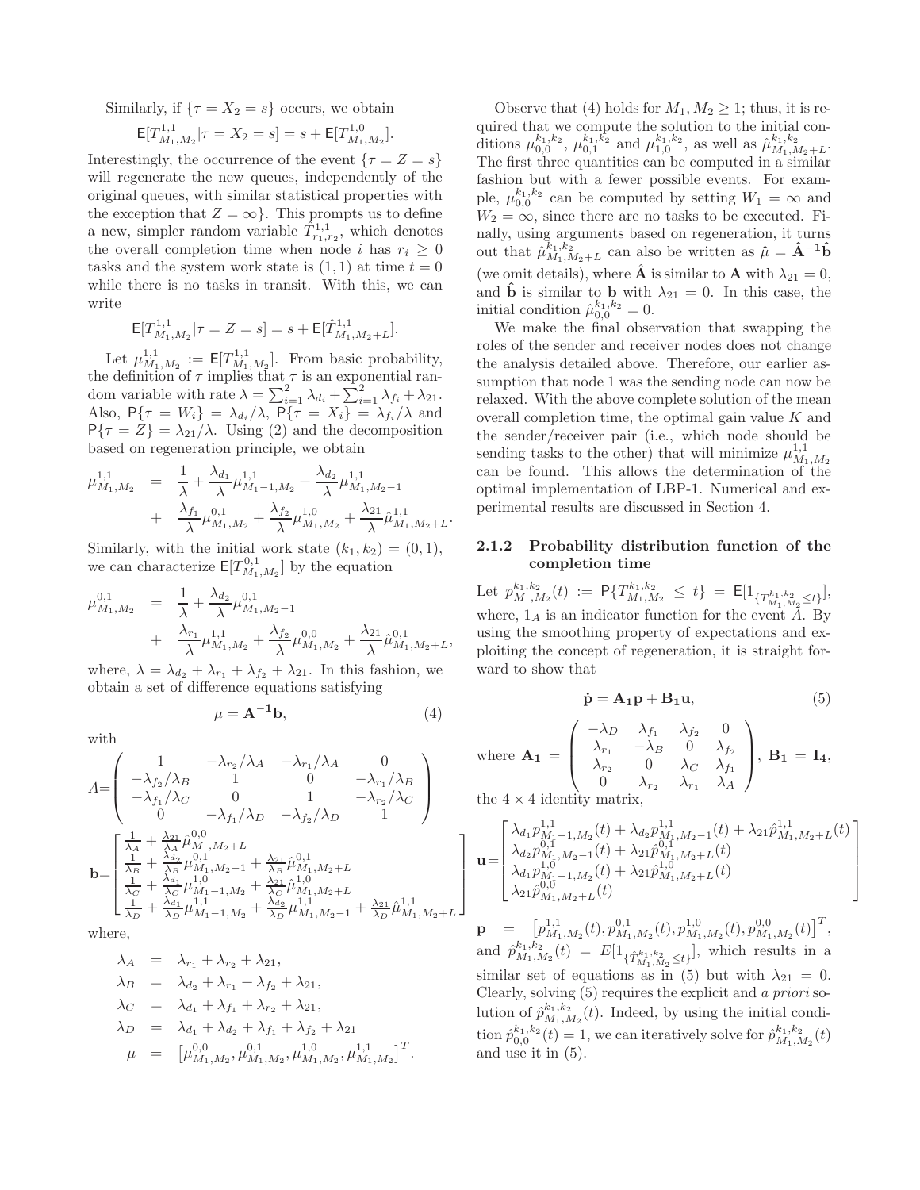Similarly, if $\{\tau = X_2 = s\}$ occurs, we obtain

$$\mathsf{E}[T^{1,1}_{M_1,M_2}|\tau = X_2 = s] = s + \mathsf{E}[T^{1,0}_{M_1,M_2}].$$

Interestingly, the occurrence of the event $\{\tau = Z = s\}$ will regenerate the new queues, independently of the original queues, with similar statistical properties with the exception that $Z = \infty\}$. This prompts us to define a new, simpler random variable $\hat{T}^{1,1}_{r_1,r_2}$, which denotes the overall completion time when node $i$ has $r_i \geq 0$ tasks and the system work state is $(1,1)$ at time $t = 0$ while there is no tasks in transit. With this, we can write

$$\mathsf{E}[T^{1,1}_{M_1,M_2}|\tau = Z = s] = s + \mathsf{E}[\hat{T}^{1,1}_{M_1,M_2+L}].$$

Let $\mu^{1,1}_{M_1,M_2} := \mathsf{E}[T^{1,1}_{M_1,M_2}]$. From basic probability, the definition of $\tau$ implies that $\tau$ is an exponential random variable with rate $\lambda = \sum_{i=1}^{2}\lambda_{d_i} + \sum_{i=1}^{2}\lambda_{f_i} + \lambda_{21}$. Also, $\mathsf{P}\{\tau = W_i\} = \lambda_{d_i}/\lambda$, $\mathsf{P}\{\tau = X_i\} = \lambda_{f_i}/\lambda$ and $\mathsf{P}\{\tau = Z\} = \lambda_{21}/\lambda$. Using (2) and the decomposition based on regeneration principle, we obtain

$$\begin{aligned}
\mu^{1,1}_{M_1,M_2} &= \frac{1}{\lambda} + \frac{\lambda_{d_1}}{\lambda}\mu^{1,1}_{M_1-1,M_2} + \frac{\lambda_{d_2}}{\lambda}\mu^{1,1}_{M_1,M_2-1} \\
&+ \frac{\lambda_{f_1}}{\lambda}\mu^{0,1}_{M_1,M_2} + \frac{\lambda_{f_2}}{\lambda}\mu^{1,0}_{M_1,M_2} + \frac{\lambda_{21}}{\lambda}\hat{\mu}^{1,1}_{M_1,M_2+L}.
\end{aligned}$$

Similarly, with the initial work state $(k_1,k_2) = (0,1)$, we can characterize $\mathsf{E}[T^{0,1}_{M_1,M_2}]$ by the equation

$$\begin{aligned}
\mu^{0,1}_{M_1,M_2} &= \frac{1}{\lambda} + \frac{\lambda_{d_2}}{\lambda}\mu^{0,1}_{M_1,M_2-1} \\
&+ \frac{\lambda_{r_1}}{\lambda}\mu^{1,1}_{M_1,M_2} + \frac{\lambda_{f_2}}{\lambda}\mu^{0,0}_{M_1,M_2} + \frac{\lambda_{21}}{\lambda}\hat{\mu}^{0,1}_{M_1,M_2+L},
\end{aligned}$$

where, $\lambda = \lambda_{d_2} + \lambda_{r_1} + \lambda_{f_2} + \lambda_{21}$. In this fashion, we obtain a set of difference equations satisfying

$$\mu = \mathbf{A^{-1}b}, \tag{4}$$

with

$$A=\begin{pmatrix} 1 & -\lambda_{r_2}/\lambda_A & -\lambda_{r_1}/\lambda_A & 0 \\ -\lambda_{f_2}/\lambda_B & 1 & 0 & -\lambda_{r_1}/\lambda_B \\ -\lambda_{f_1}/\lambda_C & 0 & 1 & -\lambda_{r_2}/\lambda_C \\ 0 & -\lambda_{f_1}/\lambda_D & -\lambda_{f_2}/\lambda_D & 1 \end{pmatrix}$$

$$\mathbf{b}=\begin{bmatrix} \frac{1}{\lambda_A} + \frac{\lambda_{21}}{\lambda_A}\hat{\mu}^{0,0}_{M_1,M_2+L} \\ \frac{1}{\lambda_B} + \frac{\lambda_{d_2}}{\lambda_B}\mu^{0,1}_{M_1,M_2-1} + \frac{\lambda_{21}}{\lambda_B}\hat{\mu}^{0,1}_{M_1,M_2+L} \\ \frac{1}{\lambda_C} + \frac{\lambda_{d_1}}{\lambda_C}\mu^{1,0}_{M_1-1,M_2} + \frac{\lambda_{21}}{\lambda_C}\hat{\mu}^{1,0}_{M_1,M_2+L} \\ \frac{1}{\lambda_D} + \frac{\lambda_{d_1}}{\lambda_D}\mu^{1,1}_{M_1-1,M_2} + \frac{\lambda_{d_2}}{\lambda_D}\mu^{1,1}_{M_1,M_2-1} + \frac{\lambda_{21}}{\lambda_D}\hat{\mu}^{1,1}_{M_1,M_2+L} \end{bmatrix}$$

where,

$$\begin{aligned}
\lambda_A &= \lambda_{r_1} + \lambda_{r_2} + \lambda_{21}, \\
\lambda_B &= \lambda_{d_2} + \lambda_{r_1} + \lambda_{f_2} + \lambda_{21}, \\
\lambda_C &= \lambda_{d_1} + \lambda_{f_1} + \lambda_{r_2} + \lambda_{21}, \\
\lambda_D &= \lambda_{d_1} + \lambda_{d_2} + \lambda_{f_1} + \lambda_{f_2} + \lambda_{21} \\
\mu &= \left[\mu^{0,0}_{M_1,M_2}, \mu^{0,1}_{M_1,M_2}, \mu^{1,0}_{M_1,M_2}, \mu^{1,1}_{M_1,M_2}\right]^T.
\end{aligned}$$

Observe that (4) holds for $M_1, M_2 \geq 1$; thus, it is required that we compute the solution to the initial conditions $\mu^{k_1,k_2}_{0,0}$, $\mu^{k_1,k_2}_{0,1}$ and $\mu^{k_1,k_2}_{1,0}$, as well as $\hat{\mu}^{k_1,k_2}_{M_1,M_2+L}$. The first three quantities can be computed in a similar fashion but with a fewer possible events. For example, $\mu^{k_1,k_2}_{0,0}$ can be computed by setting $W_1 = \infty$ and $W_2 = \infty$, since there are no tasks to be executed. Finally, using arguments based on regeneration, it turns out that $\hat{\mu}^{k_1,k_2}_{M_1,M_2+L}$ can also be written as $\hat{\mu} = \mathbf{\hat{A}^{-1}\hat{b}}$ (we omit details), where $\mathbf{\hat{A}}$ is similar to $\mathbf{A}$ with $\lambda_{21} = 0$, and $\mathbf{\hat{b}}$ is similar to $\mathbf{b}$ with $\lambda_{21} = 0$. In this case, the initial condition $\hat{\mu}^{k_1,k_2}_{0,0} = 0$.

We make the final observation that swapping the roles of the sender and receiver nodes does not change the analysis detailed above. Therefore, our earlier assumption that node 1 was the sending node can now be relaxed. With the above complete solution of the mean overall completion time, the optimal gain value $K$ and the sender/receiver pair (i.e., which node should be sending tasks to the other) that will minimize $\mu^{1,1}_{M_1,M_2}$ can be found. This allows the determination of the optimal implementation of LBP-1. Numerical and experimental results are discussed in Section 4.

### 2.1.2 Probability distribution function of the completion time

Let $p^{k_1,k_2}_{M_1,M_2}(t) := \mathsf{P}\{T^{k_1,k_2}_{M_1,M_2} \leq t\} = \mathsf{E}[1_{\{T^{k_1,k_2}_{M_1,M_2} \leq t\}}]$, where, $1_A$ is an indicator function for the event $A$. By using the smoothing property of expectations and exploiting the concept of regeneration, it is straight forward to show that

$$\mathbf{\dot{p}} = \mathbf{A_1 p} + \mathbf{B_1 u}, \tag{5}$$

where $\mathbf{A_1} = \begin{pmatrix} -\lambda_D & \lambda_{f_1} & \lambda_{f_2} & 0 \\ \lambda_{r_1} & -\lambda_B & 0 & \lambda_{f_2} \\ \lambda_{r_2} & 0 & \lambda_C & \lambda_{f_1} \\ 0 & \lambda_{r_2} & \lambda_{r_1} & \lambda_A \end{pmatrix}$, $\mathbf{B_1} = \mathbf{I_4}$, the $4 \times 4$ identity matrix,

$$\mathbf{u}=\begin{bmatrix} \lambda_{d_1}p^{1,1}_{M_1-1,M_2}(t) + \lambda_{d_2}p^{1,1}_{M_1,M_2-1}(t) + \lambda_{21}\hat{p}^{1,1}_{M_1,M_2+L}(t) \\ \lambda_{d_2}p^{0,1}_{M_1,M_2-1}(t) + \lambda_{21}\hat{p}^{0,1}_{M_1,M_2+L}(t) \\ \lambda_{d_1}p^{1,0}_{M_1-1,M_2}(t) + \lambda_{21}\hat{p}^{1,0}_{M_1,M_2+L}(t) \\ \lambda_{21}\hat{p}^{0,0}_{M_1,M_2+L}(t) \end{bmatrix}$$

$\mathbf{p} = \left[p^{1,1}_{M_1,M_2}(t), p^{0,1}_{M_1,M_2}(t), p^{1,0}_{M_1,M_2}(t), p^{0,0}_{M_1,M_2}(t)\right]^T$, and $\hat{p}^{k_1,k_2}_{M_1,M_2}(t) = E[1_{\{\hat{T}^{k_1,k_2}_{M_1,M_2} \leq t\}}]$, which results in a similar set of equations as in (5) but with $\lambda_{21} = 0$. Clearly, solving (5) requires the explicit and *a priori* solution of $\hat{p}^{k_1,k_2}_{M_1,M_2}(t)$. Indeed, by using the initial condition $\hat{p}^{k_1,k_2}_{0,0}(t) = 1$, we can iteratively solve for $\hat{p}^{k_1,k_2}_{M_1,M_2}(t)$ and use it in (5).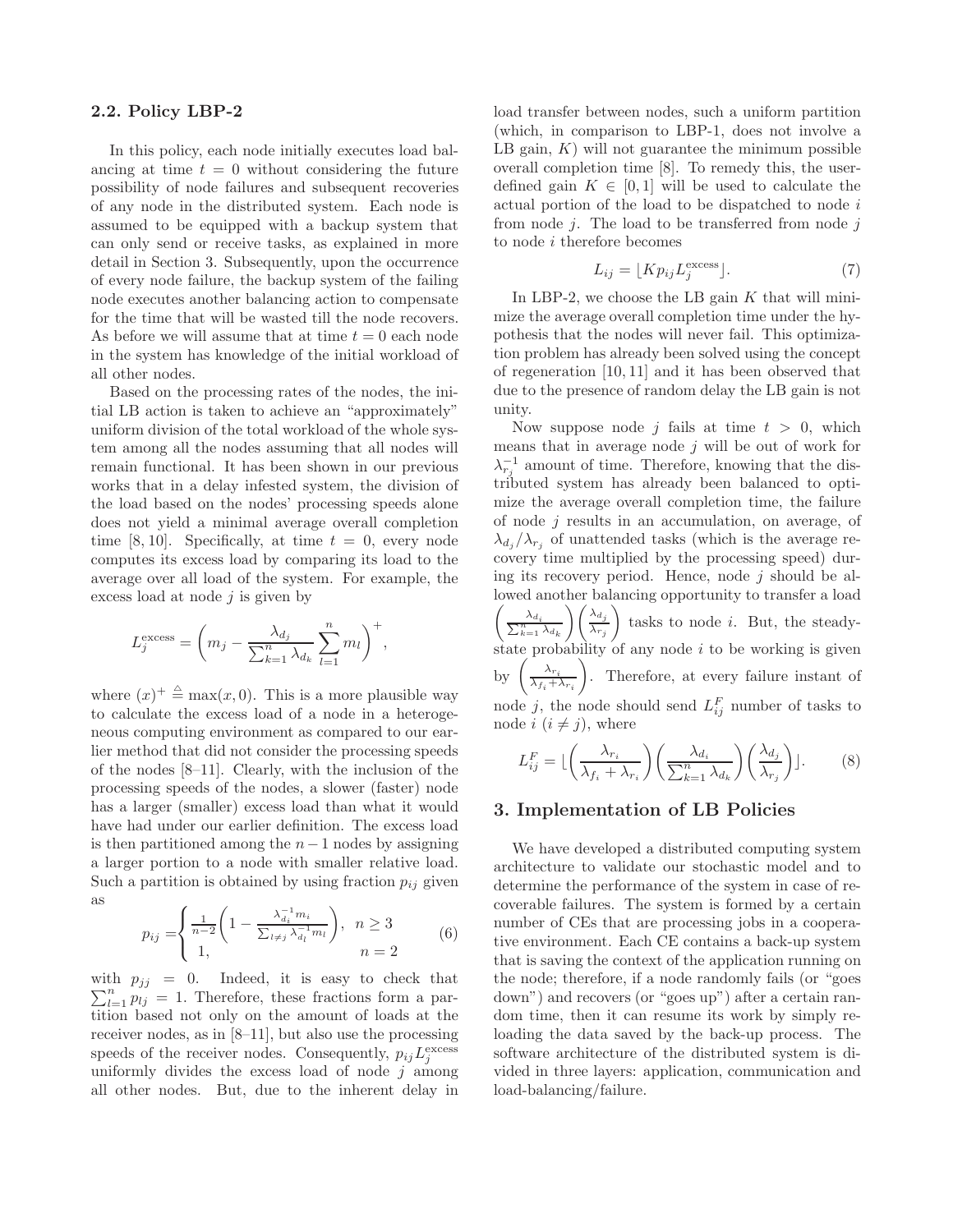### 2.2. Policy LBP-2

In this policy, each node initially executes load balancing at time $t = 0$ without considering the future possibility of node failures and subsequent recoveries of any node in the distributed system. Each node is assumed to be equipped with a backup system that can only send or receive tasks, as explained in more detail in Section 3. Subsequently, upon the occurrence of every node failure, the backup system of the failing node executes another balancing action to compensate for the time that will be wasted till the node recovers. As before we will assume that at time $t = 0$ each node in the system has knowledge of the initial workload of all other nodes.

Based on the processing rates of the nodes, the initial LB action is taken to achieve an "approximately" uniform division of the total workload of the whole system among all the nodes assuming that all nodes will remain functional. It has been shown in our previous works that in a delay infested system, the division of the load based on the nodes' processing speeds alone does not yield a minimal average overall completion time [8, 10]. Specifically, at time $t = 0$, every node computes its excess load by comparing its load to the average over all load of the system. For example, the excess load at node $j$ is given by

$$L_j^{\text{excess}} = \left( m_j - \frac{\lambda_{d_j}}{\sum_{k=1}^{n} \lambda_{d_k}} \sum_{l=1}^{n} m_l \right)^+,$$

where $(x)^+ \triangleq \max(x, 0)$. This is a more plausible way to calculate the excess load of a node in a heterogeneous computing environment as compared to our earlier method that did not consider the processing speeds of the nodes [8–11]. Clearly, with the inclusion of the processing speeds of the nodes, a slower (faster) node has a larger (smaller) excess load than what it would have had under our earlier definition. The excess load is then partitioned among the $n-1$ nodes by assigning a larger portion to a node with smaller relative load. Such a partition is obtained by using fraction $p_{ij}$ given as

$$p_{ij} = \begin{cases} \frac{1}{n-2}\left(1 - \frac{\lambda_{d_i}^{-1} m_i}{\sum_{l \neq j} \lambda_{d_l}^{-1} m_l}\right), & n \geq 3 \\ 1, & n = 2 \end{cases} \tag{6}$$

with $p_{jj} = 0$. Indeed, it is easy to check that $\sum_{l=1}^{n} p_{lj} = 1$. Therefore, these fractions form a partition based not only on the amount of loads at the receiver nodes, as in [8–11], but also use the processing speeds of the receiver nodes. Consequently, $p_{ij} L_j^{\text{excess}}$ uniformly divides the excess load of node $j$ among all other nodes. But, due to the inherent delay in load transfer between nodes, such a uniform partition (which, in comparison to LBP-1, does not involve a LB gain, $K$) will not guarantee the minimum possible overall completion time [8]. To remedy this, the user-defined gain $K \in [0, 1]$ will be used to calculate the actual portion of the load to be dispatched to node $i$ from node $j$. The load to be transferred from node $j$ to node $i$ therefore becomes

$$L_{ij} = \lfloor K p_{ij} L_j^{\text{excess}} \rfloor. \tag{7}$$

In LBP-2, we choose the LB gain $K$ that will minimize the average overall completion time under the hypothesis that the nodes will never fail. This optimization problem has already been solved using the concept of regeneration [10, 11] and it has been observed that due to the presence of random delay the LB gain is not unity.

Now suppose node $j$ fails at time $t > 0$, which means that in average node $j$ will be out of work for $\lambda_{r_j}^{-1}$ amount of time. Therefore, knowing that the distributed system has already been balanced to optimize the average overall completion time, the failure of node $j$ results in an accumulation, on average, of $\lambda_{d_j}/\lambda_{r_j}$ of unattended tasks (which is the average recovery time multiplied by the processing speed) during its recovery period. Hence, node $j$ should be allowed another balancing opportunity to transfer a load $\left(\frac{\lambda_{d_i}}{\sum_{k=1}^{n} \lambda_{d_k}}\right)\left(\frac{\lambda_{d_j}}{\lambda_{r_j}}\right)$ tasks to node $i$. But, the steady-state probability of any node $i$ to be working is given by $\left(\frac{\lambda_{r_i}}{\lambda_{f_i} + \lambda_{r_i}}\right)$. Therefore, at every failure instant of node $j$, the node should send $L_{ij}^F$ number of tasks to node $i$ $(i \neq j)$, where

$$L_{ij}^F = \lfloor \left(\frac{\lambda_{r_i}}{\lambda_{f_i} + \lambda_{r_i}}\right)\left(\frac{\lambda_{d_i}}{\sum_{k=1}^{n} \lambda_{d_k}}\right)\left(\frac{\lambda_{d_j}}{\lambda_{r_j}}\right) \rfloor. \tag{8}$$

## 3. Implementation of LB Policies

We have developed a distributed computing system architecture to validate our stochastic model and to determine the performance of the system in case of recoverable failures. The system is formed by a certain number of CEs that are processing jobs in a cooperative environment. Each CE contains a back-up system that is saving the context of the application running on the node; therefore, if a node randomly fails (or "goes down") and recovers (or "goes up") after a certain random time, then it can resume its work by simply reloading the data saved by the back-up process. The software architecture of the distributed system is divided in three layers: application, communication and load-balancing/failure.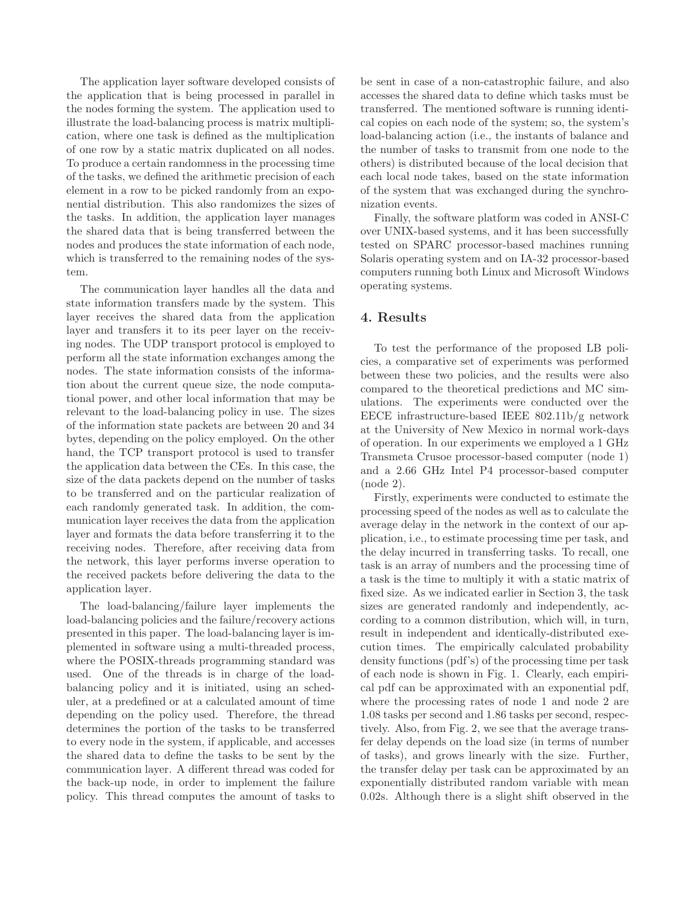The application layer software developed consists of the application that is being processed in parallel in the nodes forming the system. The application used to illustrate the load-balancing process is matrix multiplication, where one task is defined as the multiplication of one row by a static matrix duplicated on all nodes. To produce a certain randomness in the processing time of the tasks, we defined the arithmetic precision of each element in a row to be picked randomly from an exponential distribution. This also randomizes the sizes of the tasks. In addition, the application layer manages the shared data that is being transferred between the nodes and produces the state information of each node, which is transferred to the remaining nodes of the system.

The communication layer handles all the data and state information transfers made by the system. This layer receives the shared data from the application layer and transfers it to its peer layer on the receiving nodes. The UDP transport protocol is employed to perform all the state information exchanges among the nodes. The state information consists of the information about the current queue size, the node computational power, and other local information that may be relevant to the load-balancing policy in use. The sizes of the information state packets are between 20 and 34 bytes, depending on the policy employed. On the other hand, the TCP transport protocol is used to transfer the application data between the CEs. In this case, the size of the data packets depend on the number of tasks to be transferred and on the particular realization of each randomly generated task. In addition, the communication layer receives the data from the application layer and formats the data before transferring it to the receiving nodes. Therefore, after receiving data from the network, this layer performs inverse operation to the received packets before delivering the data to the application layer.

The load-balancing/failure layer implements the load-balancing policies and the failure/recovery actions presented in this paper. The load-balancing layer is implemented in software using a multi-threaded process, where the POSIX-threads programming standard was used. One of the threads is in charge of the load-balancing policy and it is initiated, using an scheduler, at a predefined or at a calculated amount of time depending on the policy used. Therefore, the thread determines the portion of the tasks to be transferred to every node in the system, if applicable, and accesses the shared data to define the tasks to be sent by the communication layer. A different thread was coded for the back-up node, in order to implement the failure policy. This thread computes the amount of tasks to be sent in case of a non-catastrophic failure, and also accesses the shared data to define which tasks must be transferred. The mentioned software is running identical copies on each node of the system; so, the system's load-balancing action (i.e., the instants of balance and the number of tasks to transmit from one node to the others) is distributed because of the local decision that each local node takes, based on the state information of the system that was exchanged during the synchronization events.

Finally, the software platform was coded in ANSI-C over UNIX-based systems, and it has been successfully tested on SPARC processor-based machines running Solaris operating system and on IA-32 processor-based computers running both Linux and Microsoft Windows operating systems.

## 4. Results

To test the performance of the proposed LB policies, a comparative set of experiments was performed between these two policies, and the results were also compared to the theoretical predictions and MC simulations. The experiments were conducted over the EECE infrastructure-based IEEE 802.11b/g network at the University of New Mexico in normal work-days of operation. In our experiments we employed a 1 GHz Transmeta Crusoe processor-based computer (node 1) and a 2.66 GHz Intel P4 processor-based computer (node 2).

Firstly, experiments were conducted to estimate the processing speed of the nodes as well as to calculate the average delay in the network in the context of our application, i.e., to estimate processing time per task, and the delay incurred in transferring tasks. To recall, one task is an array of numbers and the processing time of a task is the time to multiply it with a static matrix of fixed size. As we indicated earlier in Section 3, the task sizes are generated randomly and independently, according to a common distribution, which will, in turn, result in independent and identically-distributed execution times. The empirically calculated probability density functions (pdf's) of the processing time per task of each node is shown in Fig. 1. Clearly, each empirical pdf can be approximated with an exponential pdf, where the processing rates of node 1 and node 2 are 1.08 tasks per second and 1.86 tasks per second, respectively. Also, from Fig. 2, we see that the average transfer delay depends on the load size (in terms of number of tasks), and grows linearly with the size. Further, the transfer delay per task can be approximated by an exponentially distributed random variable with mean 0.02s. Although there is a slight shift observed in the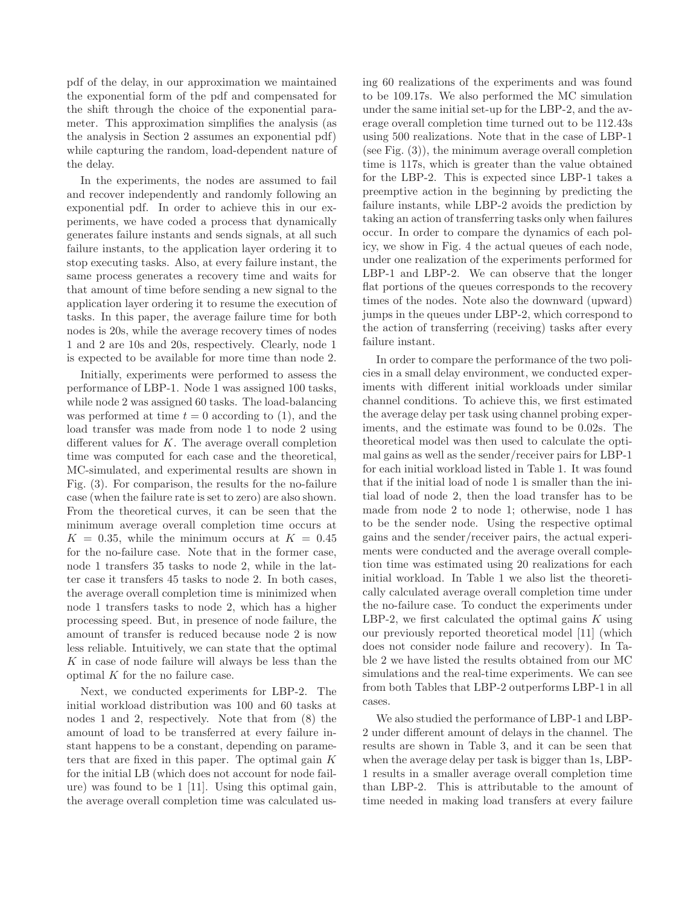pdf of the delay, in our approximation we maintained the exponential form of the pdf and compensated for the shift through the choice of the exponential parameter. This approximation simplifies the analysis (as the analysis in Section 2 assumes an exponential pdf) while capturing the random, load-dependent nature of the delay.

In the experiments, the nodes are assumed to fail and recover independently and randomly following an exponential pdf. In order to achieve this in our experiments, we have coded a process that dynamically generates failure instants and sends signals, at all such failure instants, to the application layer ordering it to stop executing tasks. Also, at every failure instant, the same process generates a recovery time and waits for that amount of time before sending a new signal to the application layer ordering it to resume the execution of tasks. In this paper, the average failure time for both nodes is 20s, while the average recovery times of nodes 1 and 2 are 10s and 20s, respectively. Clearly, node 1 is expected to be available for more time than node 2.

Initially, experiments were performed to assess the performance of LBP-1. Node 1 was assigned 100 tasks, while node 2 was assigned 60 tasks. The load-balancing was performed at time $t = 0$ according to (1), and the load transfer was made from node 1 to node 2 using different values for $K$. The average overall completion time was computed for each case and the theoretical, MC-simulated, and experimental results are shown in Fig. (3). For comparison, the results for the no-failure case (when the failure rate is set to zero) are also shown. From the theoretical curves, it can be seen that the minimum average overall completion time occurs at $K = 0.35$, while the minimum occurs at $K = 0.45$ for the no-failure case. Note that in the former case, node 1 transfers 35 tasks to node 2, while in the latter case it transfers 45 tasks to node 2. In both cases, the average overall completion time is minimized when node 1 transfers tasks to node 2, which has a higher processing speed. But, in presence of node failure, the amount of transfer is reduced because node 2 is now less reliable. Intuitively, we can state that the optimal $K$ in case of node failure will always be less than the optimal $K$ for the no failure case.

Next, we conducted experiments for LBP-2. The initial workload distribution was 100 and 60 tasks at nodes 1 and 2, respectively. Note that from (8) the amount of load to be transferred at every failure instant happens to be a constant, depending on parameters that are fixed in this paper. The optimal gain $K$ for the initial LB (which does not account for node failure) was found to be 1 [11]. Using this optimal gain, the average overall completion time was calculated using 60 realizations of the experiments and was found to be 109.17s. We also performed the MC simulation under the same initial set-up for the LBP-2, and the average overall completion time turned out to be 112.43s using 500 realizations. Note that in the case of LBP-1 (see Fig. (3)), the minimum average overall completion time is 117s, which is greater than the value obtained for the LBP-2. This is expected since LBP-1 takes a preemptive action in the beginning by predicting the failure instants, while LBP-2 avoids the prediction by taking an action of transferring tasks only when failures occur. In order to compare the dynamics of each policy, we show in Fig. 4 the actual queues of each node, under one realization of the experiments performed for LBP-1 and LBP-2. We can observe that the longer flat portions of the queues corresponds to the recovery times of the nodes. Note also the downward (upward) jumps in the queues under LBP-2, which correspond to the action of transferring (receiving) tasks after every failure instant.

In order to compare the performance of the two policies in a small delay environment, we conducted experiments with different initial workloads under similar channel conditions. To achieve this, we first estimated the average delay per task using channel probing experiments, and the estimate was found to be 0.02s. The theoretical model was then used to calculate the optimal gains as well as the sender/receiver pairs for LBP-1 for each initial workload listed in Table 1. It was found that if the initial load of node 1 is smaller than the initial load of node 2, then the load transfer has to be made from node 2 to node 1; otherwise, node 1 has to be the sender node. Using the respective optimal gains and the sender/receiver pairs, the actual experiments were conducted and the average overall completion time was estimated using 20 realizations for each initial workload. In Table 1 we also list the theoretically calculated average overall completion time under the no-failure case. To conduct the experiments under LBP-2, we first calculated the optimal gains $K$ using our previously reported theoretical model [11] (which does not consider node failure and recovery). In Table 2 we have listed the results obtained from our MC simulations and the real-time experiments. We can see from both Tables that LBP-2 outperforms LBP-1 in all cases.

We also studied the performance of LBP-1 and LBP-2 under different amount of delays in the channel. The results are shown in Table 3, and it can be seen that when the average delay per task is bigger than 1s, LBP-1 results in a smaller average overall completion time than LBP-2. This is attributable to the amount of time needed in making load transfers at every failure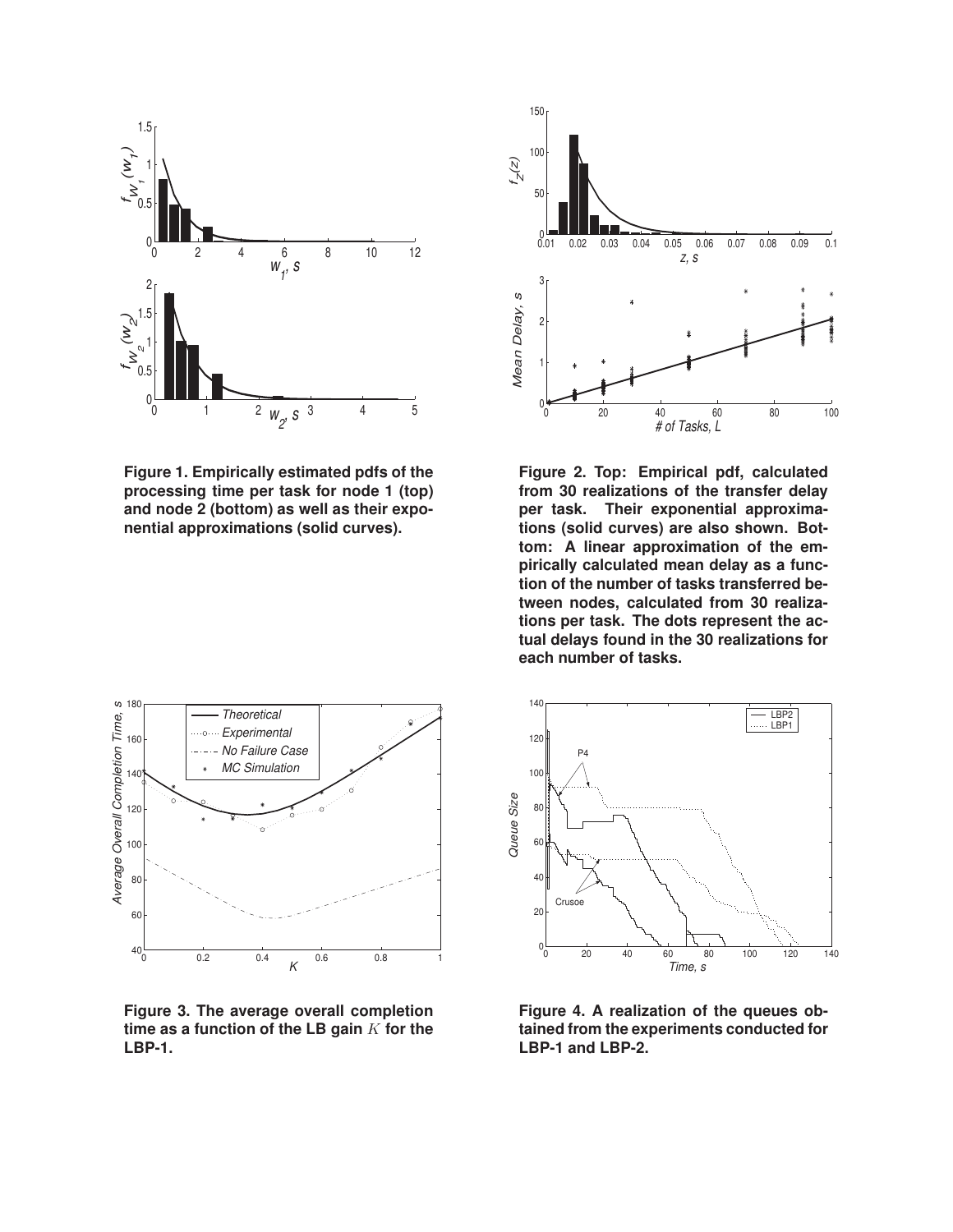**Figure 1. Empirically estimated pdfs of the processing time per task for node 1 (top) and node 2 (bottom) as well as their exponential approximations (solid curves).**

**Figure 2. Top: Empirical pdf, calculated from 30 realizations of the transfer delay per task. Their exponential approximations (solid curves) are also shown. Bottom: A linear approximation of the empirically calculated mean delay as a function of the number of tasks transferred between nodes, calculated from 30 realizations per task. The dots represent the actual delays found in the 30 realizations for each number of tasks.**

**Figure 3. The average overall completion time as a function of the LB gain $K$ for the LBP-1.**

**Figure 4. A realization of the queues obtained from the experiments conducted for LBP-1 and LBP-2.**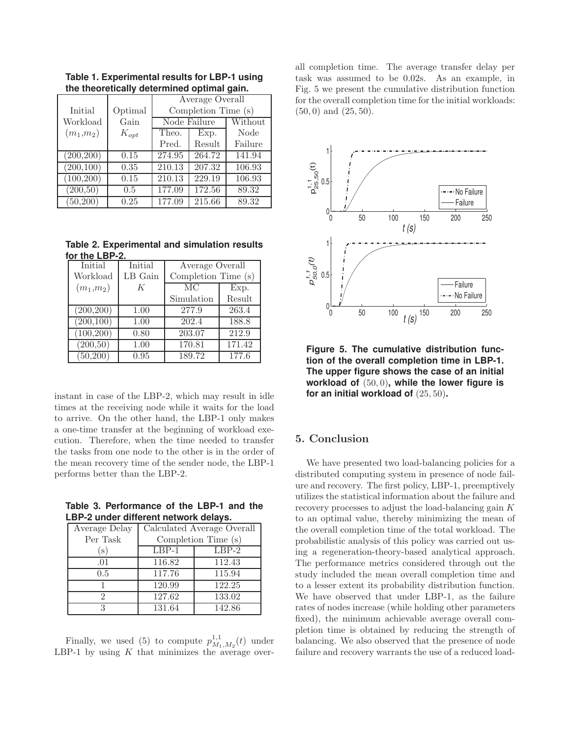**Table 1. Experimental results for LBP-1 using the theoretically determined optimal gain.**

| Initial Workload $(m_1,m_2)$ | Optimal Gain $K_{opt}$ | Average Overall Completion Time (s) | | |
|---|---|---|---|---|
| | | Node Failure | | Without Node Failure |
| | | Theo. Pred. | Exp. Result | |
| (200,200) | 0.15 | 274.95 | 264.72 | 141.94 |
| (200,100) | 0.35 | 210.13 | 207.32 | 106.93 |
| (100,200) | 0.15 | 210.13 | 229.19 | 106.93 |
| (200,50) | 0.5 | 177.09 | 172.56 | 89.32 |
| (50,200) | 0.25 | 177.09 | 215.66 | 89.32 |

**Table 2. Experimental and simulation results for the LBP-2.**

| Initial Workload $(m_1,m_2)$ | Initial LB Gain $K$ | Average Overall Completion Time (s) | |
|---|---|---|---|
| | | MC Simulation | Exp. Result |
| (200,200) | 1.00 | 277.9 | 263.4 |
| (200,100) | 1.00 | 202.4 | 188.8 |
| (100,200) | 0.80 | 203.07 | 212.9 |
| (200,50) | 1.00 | 170.81 | 171.42 |
| (50,200) | 0.95 | 189.72 | 177.6 |

instant in case of the LBP-2, which may result in idle times at the receiving node while it waits for the load to arrive. On the other hand, the LBP-1 only makes a one-time transfer at the beginning of workload execution. Therefore, when the time needed to transfer the tasks from one node to the other is in the order of the mean recovery time of the sender node, the LBP-1 performs better than the LBP-2.

**Table 3. Performance of the LBP-1 and the LBP-2 under different network delays.**

| Average Delay Per Task (s) | Calculated Average Overall Completion Time (s) | |
|---|---|---|
| | LBP-1 | LBP-2 |
| .01 | 116.82 | 112.43 |
| 0.5 | 117.76 | 115.94 |
| 1 | 120.99 | 122.25 |
| 2 | 127.62 | 133.02 |
| 3 | 131.64 | 142.86 |

Finally, we used (5) to compute $p^{1,1}_{M_1,M_2}(t)$ under LBP-1 by using $K$ that minimizes the average overall completion time. The average transfer delay per task was assumed to be 0.02s. As an example, in Fig. 5 we present the cumulative distribution function for the overall completion time for the initial workloads: $(50, 0)$ and $(25, 50)$.

**Figure 5. The cumulative distribution function of the overall completion time in LBP-1. The upper figure shows the case of an initial workload of $(50, 0)$, while the lower figure is for an initial workload of $(25, 50)$.**

## 5. Conclusion

We have presented two load-balancing policies for a distributed computing system in presence of node failure and recovery. The first policy, LBP-1, preemptively utilizes the statistical information about the failure and recovery processes to adjust the load-balancing gain $K$ to an optimal value, thereby minimizing the mean of the overall completion time of the total workload. The probabilistic analysis of this policy was carried out using a regeneration-theory-based analytical approach. The performance metrics considered through out the study included the mean overall completion time and to a lesser extent its probability distribution function. We have observed that under LBP-1, as the failure rates of nodes increase (while holding other parameters fixed), the minimum achievable average overall completion time is obtained by reducing the strength of balancing. We also observed that the presence of node failure and recovery warrants the use of a reduced load-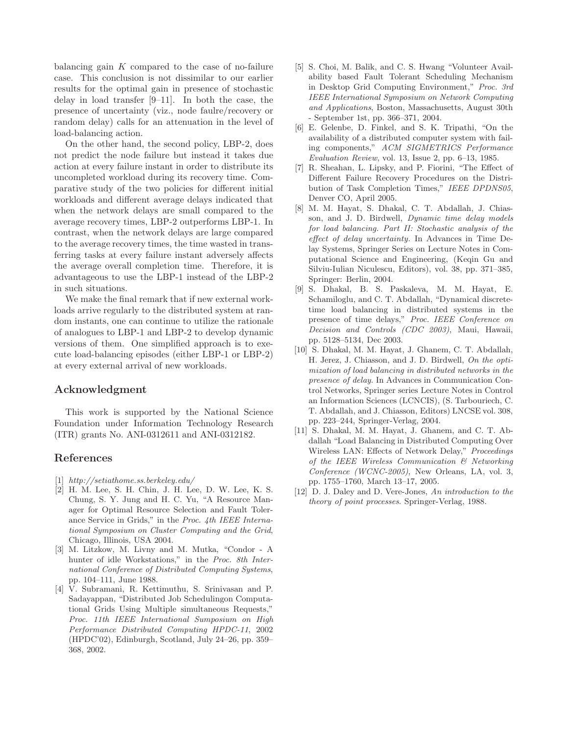balancing gain $K$ compared to the case of no-failure case. This conclusion is not dissimilar to our earlier results for the optimal gain in presence of stochastic delay in load transfer [9–11]. In both the case, the presence of uncertainty (viz., node faulre/recovery or random delay) calls for an attenuation in the level of load-balancing action.

On the other hand, the second policy, LBP-2, does not predict the node failure but instead it takes due action at every failure instant in order to distribute its uncompleted workload during its recovery time. Comparative study of the two policies for different initial workloads and different average delays indicated that when the network delays are small compared to the average recovery times, LBP-2 outperforms LBP-1. In contrast, when the network delays are large compared to the average recovery times, the time wasted in transferring tasks at every failure instant adversely affects the average overall completion time. Therefore, it is advantageous to use the LBP-1 instead of the LBP-2 in such situations.

We make the final remark that if new external workloads arrive regularly to the distributed system at random instants, one can continue to utilize the rationale of analogues to LBP-1 and LBP-2 to develop dynamic versions of them. One simplified approach is to execute load-balancing episodes (either LBP-1 or LBP-2) at every external arrival of new workloads.

## Acknowledgment

This work is supported by the National Science Foundation under Information Technology Research (ITR) grants No. ANI-0312611 and ANI-0312182.

## References

[1] *http://setiathome.ss.berkeley.edu/*

[2] H. M. Lee, S. H. Chin, J. H. Lee, D. W. Lee, K. S. Chung, S. Y. Jung and H. C. Yu, "A Resource Manager for Optimal Resource Selection and Fault Tolerance Service in Grids," in the *Proc. 4th IEEE International Symposium on Cluster Computing and the Grid*, Chicago, Illinois, USA 2004.

[3] M. Litzkow, M. Livny and M. Mutka, "Condor - A hunter of idle Workstations," in the *Proc. 8th International Conference of Distributed Computing Systems*, pp. 104–111, June 1988.

[4] V. Subramani, R. Kettimuthu, S. Srinivasan and P. Sadayappan, "Distributed Job Schedulingon Computational Grids Using Multiple simultaneous Requests," *Proc. 11th IEEE International Sumposium on High Performance Distributed Computing HPDC-11*, 2002 (HPDC'02), Edinburgh, Scotland, July 24–26, pp. 359–368, 2002.

[5] S. Choi, M. Balik, and C. S. Hwang "Volunteer Availability based Fault Tolerant Scheduling Mechanism in Desktop Grid Computing Environment," *Proc. 3rd IEEE International Symposium on Network Computing and Applications*, Boston, Massachusetts, August 30th - September 1st, pp. 366–371, 2004.

[6] E. Gelenbe, D. Finkel, and S. K. Tripathi, "On the availability of a distributed computer system with failing components," *ACM SIGMETRICS Performance Evaluation Review*, vol. 13, Issue 2, pp. 6–13, 1985.

[7] R. Sheahan, L. Lipsky, and P. Fiorini, "The Effect of Different Failure Recovery Procedures on the Distribution of Task Completion Times," *IEEE DPDNS05*, Denver CO, April 2005.

[8] M. M. Hayat, S. Dhakal, C. T. Abdallah, J. Chiasson, and J. D. Birdwell, *Dynamic time delay models for load balancing. Part II: Stochastic analysis of the effect of delay uncertainty.* In Advances in Time Delay Systems, Springer Series on Lecture Notes in Computational Science and Engineering, (Keqin Gu and Silviu-Iulian Niculescu, Editors), vol. 38, pp. 371–385, Springer: Berlin, 2004.

[9] S. Dhakal, B. S. Paskaleva, M. M. Hayat, E. Schamiloglu, and C. T. Abdallah, "Dynamical discrete-time load balancing in distributed systems in the presence of time delays," *Proc. IEEE Conference on Decision and Controls (CDC 2003)*, Maui, Hawaii, pp. 5128–5134, Dec 2003.

[10] S. Dhakal, M. M. Hayat, J. Ghanem, C. T. Abdallah, H. Jerez, J. Chiasson, and J. D. Birdwell, *On the optimization of load balancing in distributed networks in the presence of delay.* In Advances in Communication Control Networks, Springer series Lecture Notes in Control an Information Sciences (LCNCIS), (S. Tarbouriech, C. T. Abdallah, and J. Chiasson, Editors) LNCSE vol. 308, pp. 223–244, Springer-Verlag, 2004.

[11] S. Dhakal, M. M. Hayat, J. Ghanem, and C. T. Abdallah "Load Balancing in Distributed Computing Over Wireless LAN: Effects of Network Delay," *Proceedings of the IEEE Wireless Communication & Networking Conference (WCNC-2005)*, New Orleans, LA, vol. 3, pp. 1755–1760, March 13–17, 2005.

[12] D. J. Daley and D. Vere-Jones, *An introduction to the theory of point processes*. Springer-Verlag, 1988.